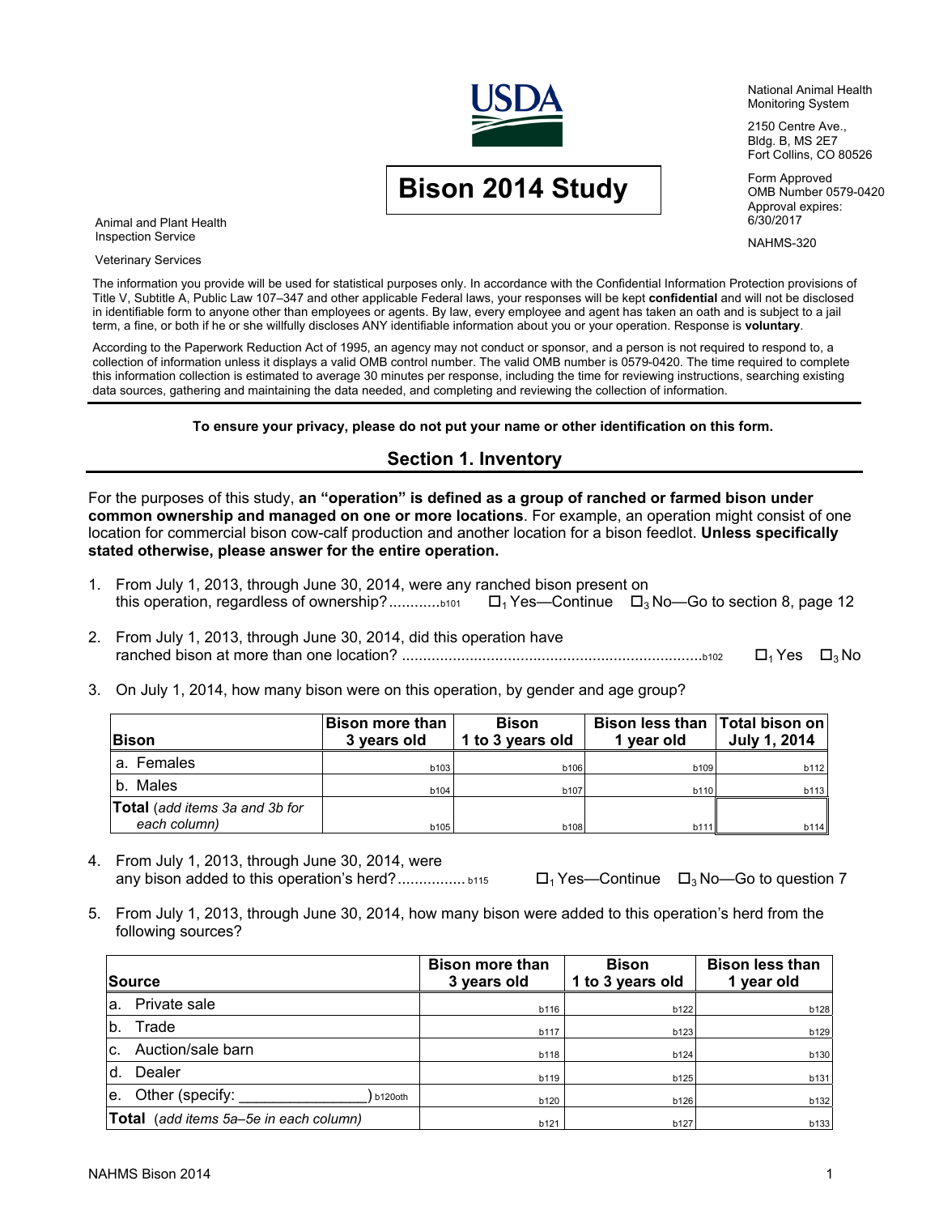USDA

National Animal Health Monitoring System

2150 Centre Ave., Bldg. B, MS 2E7
Fort Collins, CO 80526

# Bison 2014 Study

Form Approved
OMB Number 0579-0420
Approval expires: 6/30/2017

NAHMS-320

Animal and Plant Health Inspection Service

Veterinary Services

The information you provide will be used for statistical purposes only. In accordance with the Confidential Information Protection provisions of Title V, Subtitle A, Public Law 107–347 and other applicable Federal laws, your responses will be kept **confidential** and will not be disclosed in identifiable form to anyone other than employees or agents. By law, every employee and agent has taken an oath and is subject to a jail term, a fine, or both if he or she willfully discloses ANY identifiable information about you or your operation. Response is **voluntary**.

According to the Paperwork Reduction Act of 1995, an agency may not conduct or sponsor, and a person is not required to respond to, a collection of information unless it displays a valid OMB control number. The valid OMB number is 0579-0420. The time required to complete this information collection is estimated to average 30 minutes per response, including the time for reviewing instructions, searching existing data sources, gathering and maintaining the data needed, and completing and reviewing the collection of information.

**To ensure your privacy, please do not put your name or other identification on this form.**

## Section 1. Inventory

For the purposes of this study, **an "operation" is defined as a group of ranched or farmed bison under common ownership and managed on one or more locations**. For example, an operation might consist of one location for commercial bison cow-calf production and another location for a bison feedlot. **Unless specifically stated otherwise, please answer for the entire operation.**

1. From July 1, 2013, through June 30, 2014, were any ranched bison present on this operation, regardless of ownership?............b101 ☐1 Yes—Continue ☐3 No—Go to section 8, page 12

2. From July 1, 2013, through June 30, 2014, did this operation have ranched bison at more than one location? ......................................................................b102 ☐1 Yes ☐3 No

3. On July 1, 2014, how many bison were on this operation, by gender and age group?

| Bison | Bison more than 3 years old | Bison 1 to 3 years old | Bison less than 1 year old | Total bison on July 1, 2014 |
|---|---|---|---|---|
| a. Females | b103 | b106 | b109 | b112 |
| b. Males | b104 | b107 | b110 | b113 |
| **Total** *(add items 3a and 3b for each column)* | b105 | b108 | b111 | b114 |

4. From July 1, 2013, through June 30, 2014, were any bison added to this operation's herd?................ b115 ☐1 Yes—Continue ☐3 No—Go to question 7

5. From July 1, 2013, through June 30, 2014, how many bison were added to this operation's herd from the following sources?

| Source | Bison more than 3 years old | Bison 1 to 3 years old | Bison less than 1 year old |
|---|---|---|---|
| a. Private sale | b116 | b122 | b128 |
| b. Trade | b117 | b123 | b129 |
| c. Auction/sale barn | b118 | b124 | b130 |
| d. Dealer | b119 | b125 | b131 |
| e. Other (specify: _______________) b120oth | b120 | b126 | b132 |
| **Total** *(add items 5a–5e in each column)* | b121 | b127 | b133 |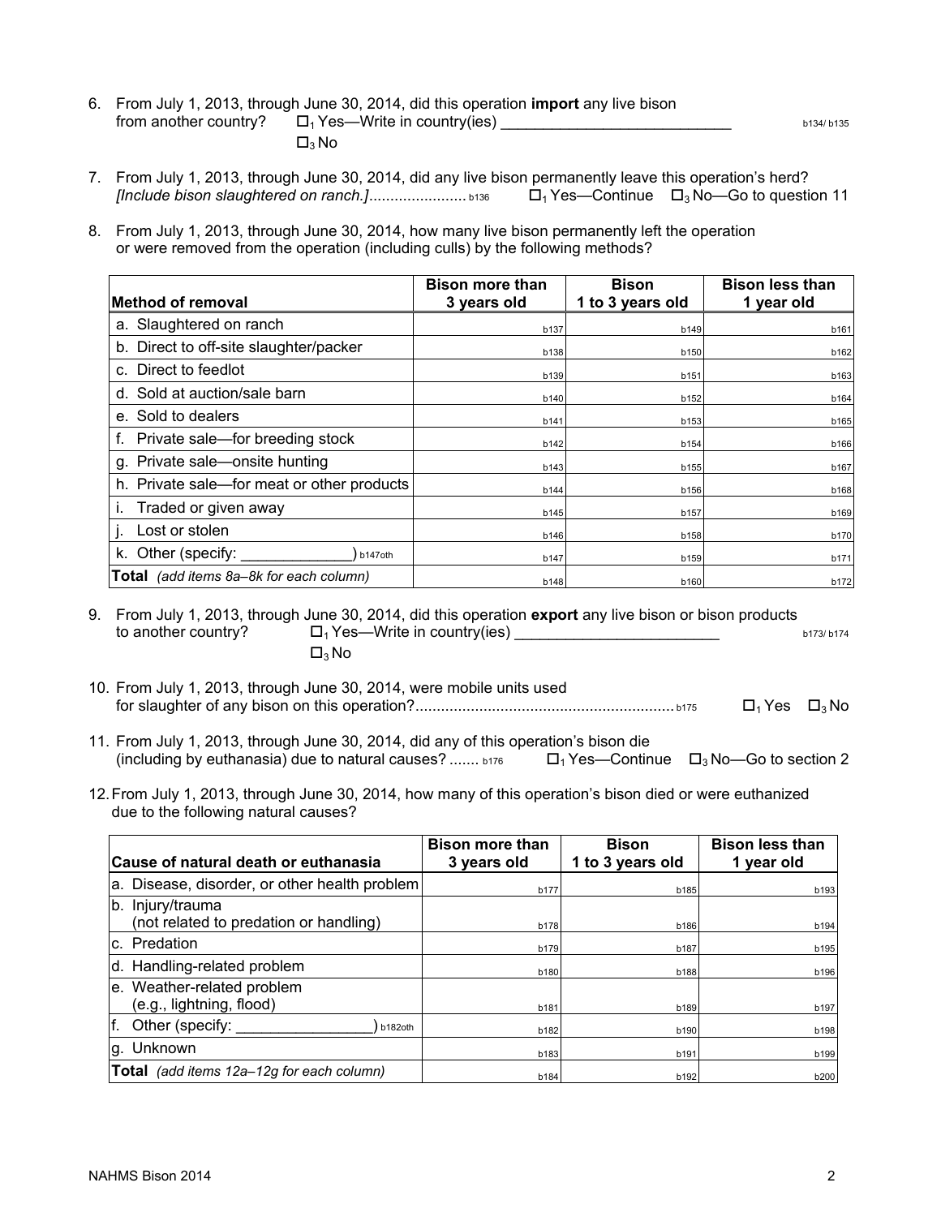6. From July 1, 2013, through June 30, 2014, did this operation **import** any live bison from another country? ☐1 Yes—Write in country(ies) ___________________________ b134/ b135
   ☐3 No

7. From July 1, 2013, through June 30, 2014, did any live bison permanently leave this operation's herd? *[Include bison slaughtered on ranch.]*...................... b136 ☐1 Yes—Continue ☐3 No—Go to question 11

8. From July 1, 2013, through June 30, 2014, how many live bison permanently left the operation or were removed from the operation (including culls) by the following methods?

| Method of removal | Bison more than 3 years old | Bison 1 to 3 years old | Bison less than 1 year old |
|---|---|---|---|
| a. Slaughtered on ranch | b137 | b149 | b161 |
| b. Direct to off-site slaughter/packer | b138 | b150 | b162 |
| c. Direct to feedlot | b139 | b151 | b163 |
| d. Sold at auction/sale barn | b140 | b152 | b164 |
| e. Sold to dealers | b141 | b153 | b165 |
| f. Private sale—for breeding stock | b142 | b154 | b166 |
| g. Private sale—onsite hunting | b143 | b155 | b167 |
| h. Private sale—for meat or other products | b144 | b156 | b168 |
| i. Traded or given away | b145 | b157 | b169 |
| j. Lost or stolen | b146 | b158 | b170 |
| k. Other (specify: _____________) b147oth | b147 | b159 | b171 |
| **Total** *(add items 8a–8k for each column)* | b148 | b160 | b172 |

9. From July 1, 2013, through June 30, 2014, did this operation **export** any live bison or bison products to another country? ☐1 Yes—Write in country(ies) ________________________ b173/ b174
   ☐3 No

10. From July 1, 2013, through June 30, 2014, were mobile units used for slaughter of any bison on this operation?............................................................ b175 ☐1 Yes ☐3 No

11. From July 1, 2013, through June 30, 2014, did any of this operation's bison die (including by euthanasia) due to natural causes? ....... b176 ☐1 Yes—Continue ☐3 No—Go to section 2

12. From July 1, 2013, through June 30, 2014, how many of this operation's bison died or were euthanized due to the following natural causes?

| Cause of natural death or euthanasia | Bison more than 3 years old | Bison 1 to 3 years old | Bison less than 1 year old |
|---|---|---|---|
| a. Disease, disorder, or other health problem | b177 | b185 | b193 |
| b. Injury/trauma (not related to predation or handling) | b178 | b186 | b194 |
| c. Predation | b179 | b187 | b195 |
| d. Handling-related problem | b180 | b188 | b196 |
| e. Weather-related problem (e.g., lightning, flood) | b181 | b189 | b197 |
| f. Other (specify: _______________) b182oth | b182 | b190 | b198 |
| g. Unknown | b183 | b191 | b199 |
| **Total** *(add items 12a–12g for each column)* | b184 | b192 | b200 |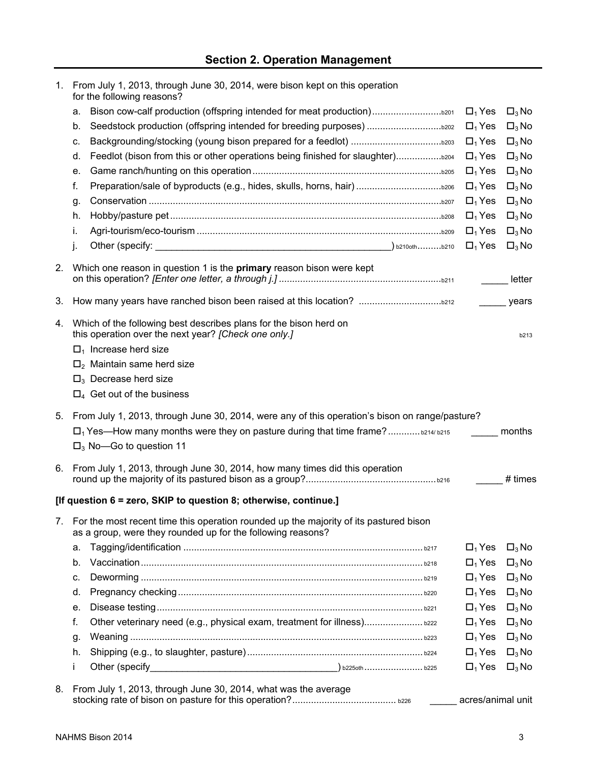## Section 2. Operation Management

1. From July 1, 2013, through June 30, 2014, were bison kept on this operation for the following reasons?

| | | | | |
|---|---|---|---|---|
| a. | Bison cow-calf production (offspring intended for meat production) | b201 | ☐ 1 Yes | ☐ 3 No |
| b. | Seedstock production (offspring intended for breeding purposes) | b202 | ☐ 1 Yes | ☐ 3 No |
| c. | Backgrounding/stocking (young bison prepared for a feedlot) | b203 | ☐ 1 Yes | ☐ 3 No |
| d. | Feedlot (bison from this or other operations being finished for slaughter) | b204 | ☐ 1 Yes | ☐ 3 No |
| e. | Game ranch/hunting on this operation | b205 | ☐ 1 Yes | ☐ 3 No |
| f. | Preparation/sale of byproducts (e.g., hides, skulls, horns, hair) | b206 | ☐ 1 Yes | ☐ 3 No |
| g. | Conservation | b207 | ☐ 1 Yes | ☐ 3 No |
| h. | Hobby/pasture pet | b208 | ☐ 1 Yes | ☐ 3 No |
| i. | Agri-tourism/eco-tourism | b209 | ☐ 1 Yes | ☐ 3 No |
| j. | Other (specify: _____________________________________________) b210oth | b210 | ☐ 1 Yes | ☐ 3 No |

2. Which one reason in question 1 is the **primary** reason bison were kept on this operation? *[Enter one letter, a through j.]* ............ b211 _____ letter

3. How many years have ranched bison been raised at this location? ............ b212 _____ years

4. Which of the following best describes plans for the bison herd on this operation over the next year? *[Check one only.]* b213

   ☐ 1 Increase herd size

   ☐ 2 Maintain same herd size

   ☐ 3 Decrease herd size

   ☐ 4 Get out of the business

5. From July 1, 2013, through June 30, 2014, were any of this operation's bison on range/pasture?

   ☐ 1 Yes—How many months were they on pasture during that time frame? ............ b214/ b215 _____ months

   ☐ 3 No—Go to question 11

6. From July 1, 2013, through June 30, 2014, how many times did this operation round up the majority of its pastured bison as a group? ............ b216 _____ # times

**[If question 6 = zero, SKIP to question 8; otherwise, continue.]**

7. For the most recent time this operation rounded up the majority of its pastured bison as a group, were they rounded up for the following reasons?

| | | | | |
|---|---|---|---|---|
| a. | Tagging/identification | b217 | ☐ 1 Yes | ☐ 3 No |
| b. | Vaccination | b218 | ☐ 1 Yes | ☐ 3 No |
| c. | Deworming | b219 | ☐ 1 Yes | ☐ 3 No |
| d. | Pregnancy checking | b220 | ☐ 1 Yes | ☐ 3 No |
| e. | Disease testing | b221 | ☐ 1 Yes | ☐ 3 No |
| f. | Other veterinary need (e.g., physical exam, treatment for illness) | b222 | ☐ 1 Yes | ☐ 3 No |
| g. | Weaning | b223 | ☐ 1 Yes | ☐ 3 No |
| h. | Shipping (e.g., to slaughter, pasture) | b224 | ☐ 1 Yes | ☐ 3 No |
| i | Other (specify___________________________________) b225oth | b225 | ☐ 1 Yes | ☐ 3 No |

8. From July 1, 2013, through June 30, 2014, what was the average stocking rate of bison on pasture for this operation? ............ b226 _____ acres/animal unit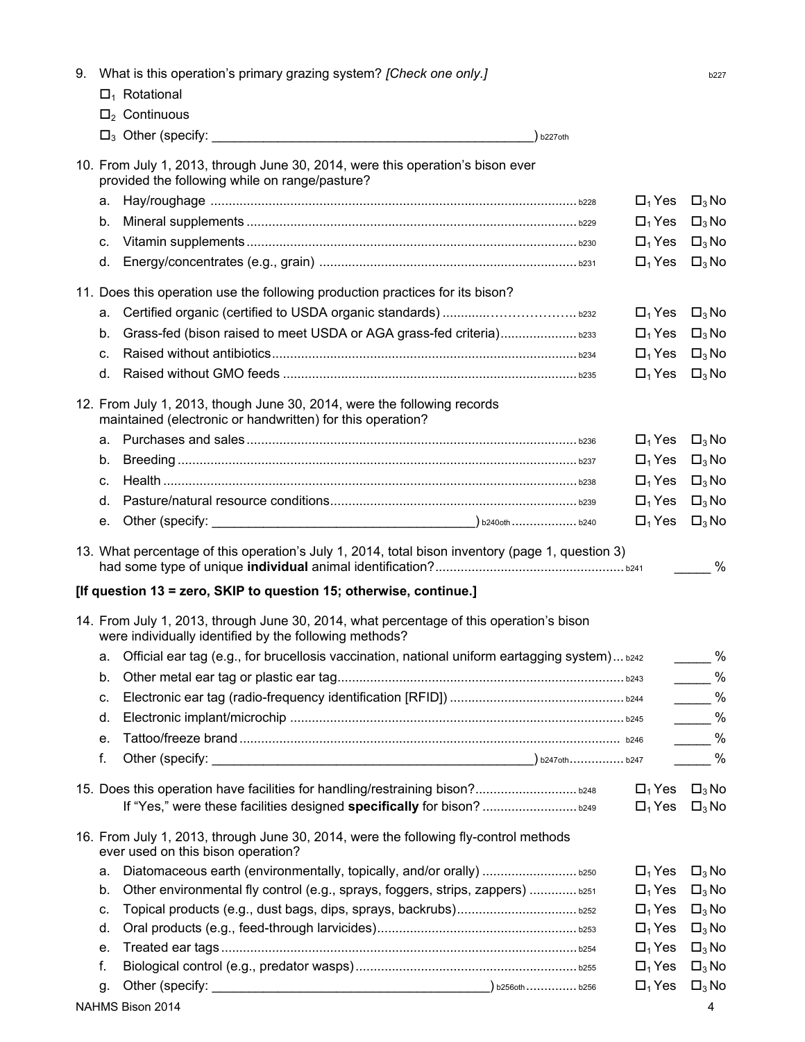9. What is this operation's primary grazing system? *[Check one only.]* b227

   ☐[1] Rotational

   ☐[2] Continuous

   ☐[3] Other (specify: _____________________________________________) b227oth

10. From July 1, 2013, through June 30, 2014, were this operation's bison ever provided the following while on range/pasture?

| | | | |
|---|---|---|---|
| a. | Hay/roughage ........ b228 | ☐[1] Yes | ☐[3] No |
| b. | Mineral supplements ........ b229 | ☐[1] Yes | ☐[3] No |
| c. | Vitamin supplements ........ b230 | ☐[1] Yes | ☐[3] No |
| d. | Energy/concentrates (e.g., grain) ........ b231 | ☐[1] Yes | ☐[3] No |

11. Does this operation use the following production practices for its bison?

| | | | |
|---|---|---|---|
| a. | Certified organic (certified to USDA organic standards) ........ b232 | ☐[1] Yes | ☐[3] No |
| b. | Grass-fed (bison raised to meet USDA or AGA grass-fed criteria) ........ b233 | ☐[1] Yes | ☐[3] No |
| c. | Raised without antibiotics ........ b234 | ☐[1] Yes | ☐[3] No |
| d. | Raised without GMO feeds ........ b235 | ☐[1] Yes | ☐[3] No |

12. From July 1, 2013, though June 30, 2014, were the following records maintained (electronic or handwritten) for this operation?

| | | | |
|---|---|---|---|
| a. | Purchases and sales ........ b236 | ☐[1] Yes | ☐[3] No |
| b. | Breeding ........ b237 | ☐[1] Yes | ☐[3] No |
| c. | Health ........ b238 | ☐[1] Yes | ☐[3] No |
| d. | Pasture/natural resource conditions ........ b239 | ☐[1] Yes | ☐[3] No |
| e. | Other (specify: ____________________________) b240oth ........ b240 | ☐[1] Yes | ☐[3] No |

13. What percentage of this operation's July 1, 2014, total bison inventory (page 1, question 3) had some type of unique **individual** animal identification? ........ b241 _____ %

**[If question 13 = zero, SKIP to question 15; otherwise, continue.]**

14. From July 1, 2013, through June 30, 2014, what percentage of this operation's bison were individually identified by the following methods?

| | | |
|---|---|---|
| a. | Official ear tag (e.g., for brucellosis vaccination, national uniform eartagging system) ... b242 | _____ % |
| b. | Other metal ear tag or plastic ear tag ........ b243 | _____ % |
| c. | Electronic ear tag (radio-frequency identification [RFID]) ........ b244 | _____ % |
| d. | Electronic implant/microchip ........ b245 | _____ % |
| e. | Tattoo/freeze brand ........ b246 | _____ % |
| f. | Other (specify: ____________________________) b247oth ........ b247 | _____ % |

15. Does this operation have facilities for handling/restraining bison? ........ b248 ☐[1] Yes ☐[3] No

    If "Yes," were these facilities designed **specifically** for bison? ........ b249 ☐[1] Yes ☐[3] No

16. From July 1, 2013, through June 30, 2014, were the following fly-control methods ever used on this bison operation?

| | | | |
|---|---|---|---|
| a. | Diatomaceous earth (environmentally, topically, and/or orally) ........ b250 | ☐[1] Yes | ☐[3] No |
| b. | Other environmental fly control (e.g., sprays, foggers, strips, zappers) ........ b251 | ☐[1] Yes | ☐[3] No |
| c. | Topical products (e.g., dust bags, dips, sprays, backrubs) ........ b252 | ☐[1] Yes | ☐[3] No |
| d. | Oral products (e.g., feed-through larvicides) ........ b253 | ☐[1] Yes | ☐[3] No |
| e. | Treated ear tags ........ b254 | ☐[1] Yes | ☐[3] No |
| f. | Biological control (e.g., predator wasps) ........ b255 | ☐[1] Yes | ☐[3] No |
| g. | Other (specify: ____________________________) b256oth ........ b256 | ☐[1] Yes | ☐[3] No |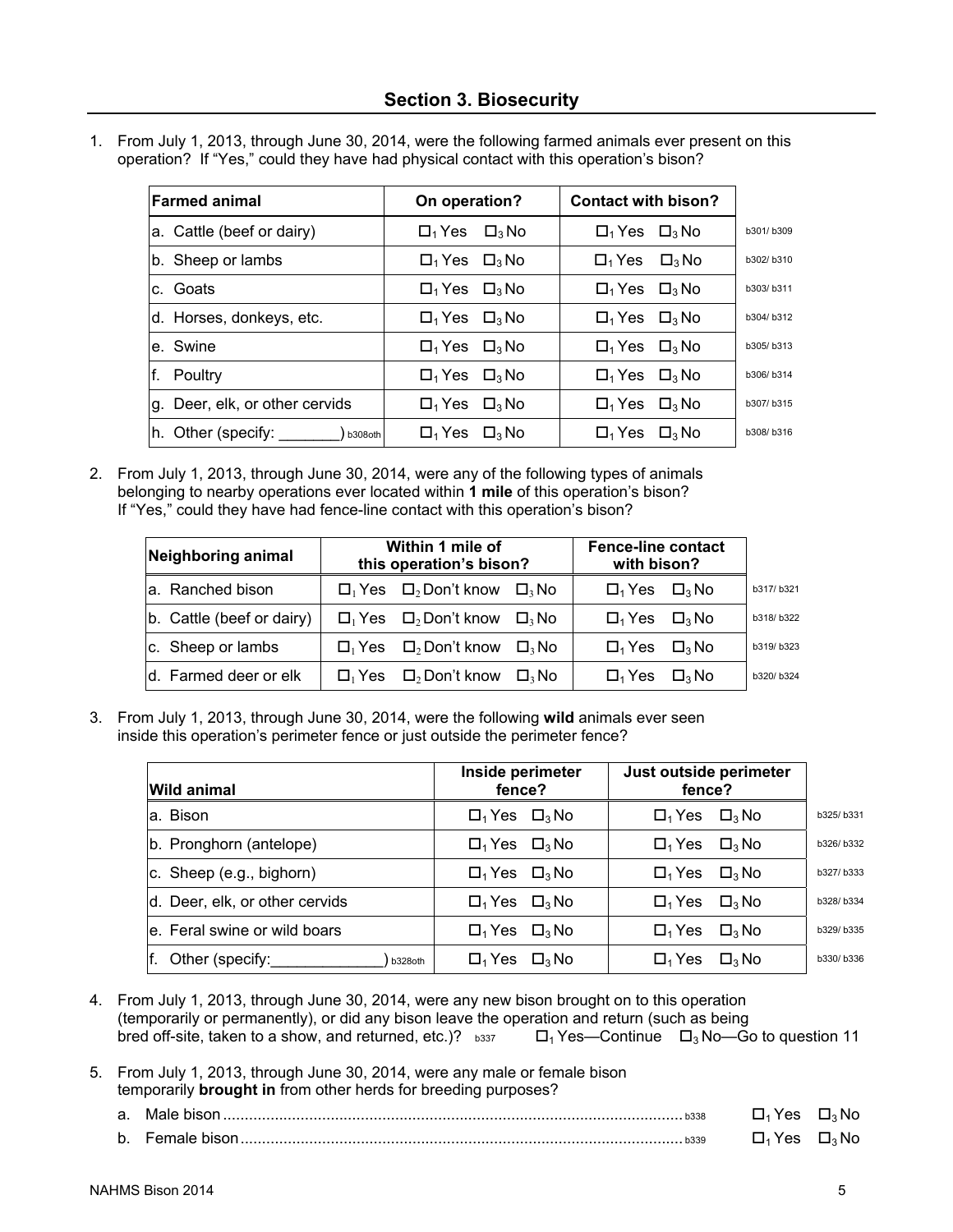## Section 3. Biosecurity

1. From July 1, 2013, through June 30, 2014, were the following farmed animals ever present on this operation? If "Yes," could they have had physical contact with this operation's bison?

| Farmed animal | On operation? | Contact with bison? | |
|---|---|---|---|
| a. Cattle (beef or dairy) | ☐1 Yes ☐3 No | ☐1 Yes ☐3 No | b301/ b309 |
| b. Sheep or lambs | ☐1 Yes ☐3 No | ☐1 Yes ☐3 No | b302/ b310 |
| c. Goats | ☐1 Yes ☐3 No | ☐1 Yes ☐3 No | b303/ b311 |
| d. Horses, donkeys, etc. | ☐1 Yes ☐3 No | ☐1 Yes ☐3 No | b304/ b312 |
| e. Swine | ☐1 Yes ☐3 No | ☐1 Yes ☐3 No | b305/ b313 |
| f. Poultry | ☐1 Yes ☐3 No | ☐1 Yes ☐3 No | b306/ b314 |
| g. Deer, elk, or other cervids | ☐1 Yes ☐3 No | ☐1 Yes ☐3 No | b307/ b315 |
| h. Other (specify: _______) b308oth | ☐1 Yes ☐3 No | ☐1 Yes ☐3 No | b308/ b316 |

2. From July 1, 2013, through June 30, 2014, were any of the following types of animals belonging to nearby operations ever located within **1 mile** of this operation's bison? If "Yes," could they have had fence-line contact with this operation's bison?

| Neighboring animal | Within 1 mile of this operation's bison? | Fence-line contact with bison? | |
|---|---|---|---|
| a. Ranched bison | ☐1 Yes ☐2 Don't know ☐3 No | ☐1 Yes ☐3 No | b317/ b321 |
| b. Cattle (beef or dairy) | ☐1 Yes ☐2 Don't know ☐3 No | ☐1 Yes ☐3 No | b318/ b322 |
| c. Sheep or lambs | ☐1 Yes ☐2 Don't know ☐3 No | ☐1 Yes ☐3 No | b319/ b323 |
| d. Farmed deer or elk | ☐1 Yes ☐2 Don't know ☐3 No | ☐1 Yes ☐3 No | b320/ b324 |

3. From July 1, 2013, through June 30, 2014, were the following **wild** animals ever seen inside this operation's perimeter fence or just outside the perimeter fence?

| Wild animal | Inside perimeter fence? | Just outside perimeter fence? | |
|---|---|---|---|
| a. Bison | ☐1 Yes ☐3 No | ☐1 Yes ☐3 No | b325/ b331 |
| b. Pronghorn (antelope) | ☐1 Yes ☐3 No | ☐1 Yes ☐3 No | b326/ b332 |
| c. Sheep (e.g., bighorn) | ☐1 Yes ☐3 No | ☐1 Yes ☐3 No | b327/ b333 |
| d. Deer, elk, or other cervids | ☐1 Yes ☐3 No | ☐1 Yes ☐3 No | b328/ b334 |
| e. Feral swine or wild boars | ☐1 Yes ☐3 No | ☐1 Yes ☐3 No | b329/ b335 |
| f. Other (specify:_____________) b328oth | ☐1 Yes ☐3 No | ☐1 Yes ☐3 No | b330/ b336 |

4. From July 1, 2013, through June 30, 2014, were any new bison brought on to this operation (temporarily or permanently), or did any bison leave the operation and return (such as being bred off-site, taken to a show, and returned, etc.)? b337 ☐1 Yes—Continue ☐3 No—Go to question 11

5. From July 1, 2013, through June 30, 2014, were any male or female bison temporarily **brought in** from other herds for breeding purposes?

   a. Male bison .......... b338 ☐1 Yes ☐3 No

   b. Female bison .......... b339 ☐1 Yes ☐3 No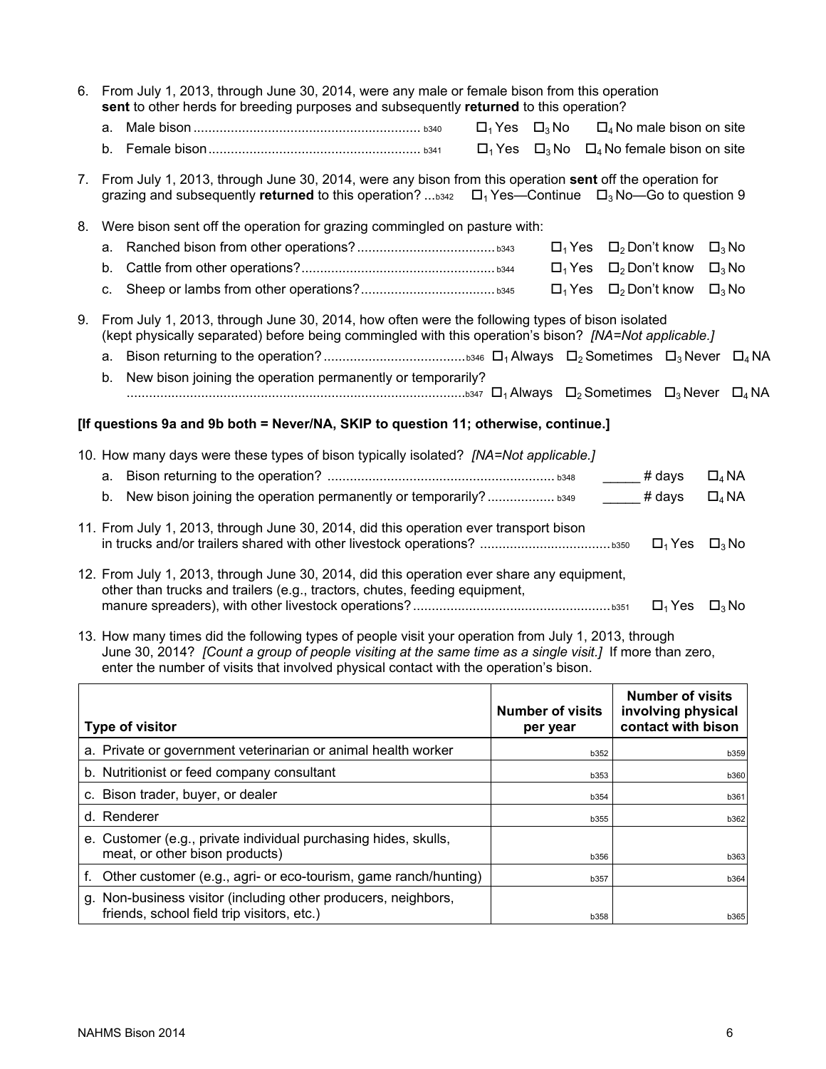6. From July 1, 2013, through June 30, 2014, were any male or female bison from this operation **sent** to other herds for breeding purposes and subsequently **returned** to this operation?

   a. Male bison ............................................................ b340 ☐ 1 Yes ☐ 3 No ☐ 4 No male bison on site

   b. Female bison ......................................................... b341 ☐ 1 Yes ☐ 3 No ☐ 4 No female bison on site

7. From July 1, 2013, through June 30, 2014, were any bison from this operation **sent** off the operation for grazing and subsequently **returned** to this operation? ...b342 ☐ 1 Yes—Continue ☐ 3 No—Go to question 9

8. Were bison sent off the operation for grazing commingled on pasture with:

   a. Ranched bison from other operations? .................................... b343 ☐ 1 Yes ☐ 2 Don't know ☐ 3 No

   b. Cattle from other operations? ................................................... b344 ☐ 1 Yes ☐ 2 Don't know ☐ 3 No

   c. Sheep or lambs from other operations? .................................... b345 ☐ 1 Yes ☐ 2 Don't know ☐ 3 No

9. From July 1, 2013, through June 30, 2014, how often were the following types of bison isolated (kept physically separated) before being commingled with this operation's bison? *[NA=Not applicable.]*

   a. Bison returning to the operation? ...................................... b346 ☐ 1 Always ☐ 2 Sometimes ☐ 3 Never ☐ 4 NA

   b. New bison joining the operation permanently or temporarily? .......................................................................................... b347 ☐ 1 Always ☐ 2 Sometimes ☐ 3 Never ☐ 4 NA

**[If questions 9a and 9b both = Never/NA, SKIP to question 11; otherwise, continue.]**

10. How many days were these types of bison typically isolated? *[NA=Not applicable.]*

    a. Bison returning to the operation? ............................................................ b348 _____ # days ☐ 4 NA

    b. New bison joining the operation permanently or temporarily? .................. b349 _____ # days ☐ 4 NA

11. From July 1, 2013, through June 30, 2014, did this operation ever transport bison in trucks and/or trailers shared with other livestock operations? .................................. b350 ☐ 1 Yes ☐ 3 No

12. From July 1, 2013, through June 30, 2014, did this operation ever share any equipment, other than trucks and trailers (e.g., tractors, chutes, feeding equipment, manure spreaders), with other livestock operations? ..................................................... b351 ☐ 1 Yes ☐ 3 No

13. How many times did the following types of people visit your operation from July 1, 2013, through June 30, 2014? *[Count a group of people visiting at the same time as a single visit.]* If more than zero, enter the number of visits that involved physical contact with the operation's bison.

| Type of visitor | Number of visits per year | Number of visits involving physical contact with bison |
|---|---|---|
| a. Private or government veterinarian or animal health worker | b352 | b359 |
| b. Nutritionist or feed company consultant | b353 | b360 |
| c. Bison trader, buyer, or dealer | b354 | b361 |
| d. Renderer | b355 | b362 |
| e. Customer (e.g., private individual purchasing hides, skulls, meat, or other bison products) | b356 | b363 |
| f. Other customer (e.g., agri- or eco-tourism, game ranch/hunting) | b357 | b364 |
| g. Non-business visitor (including other producers, neighbors, friends, school field trip visitors, etc.) | b358 | b365 |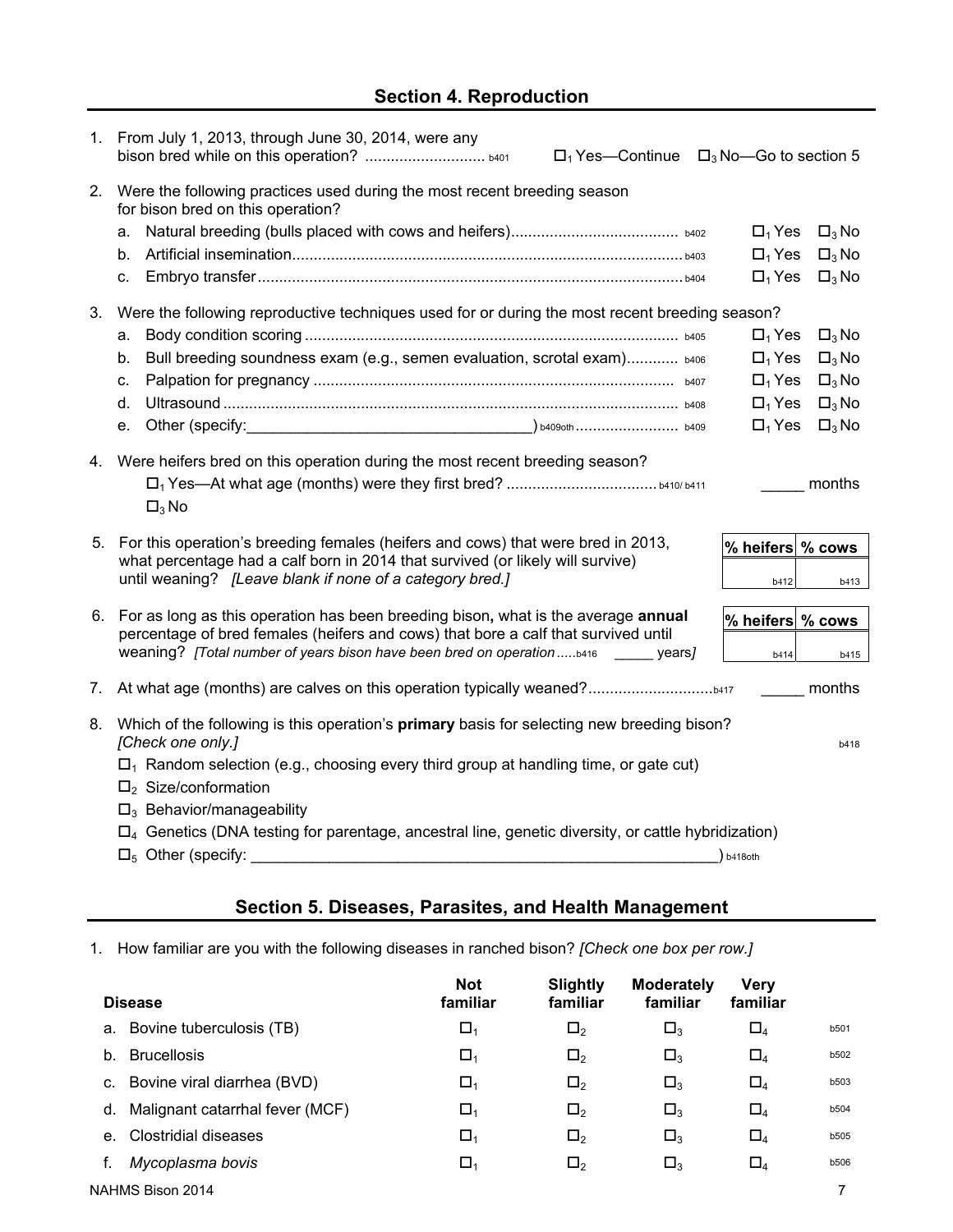## Section 4. Reproduction

1. From July 1, 2013, through June 30, 2014, were any bison bred while on this operation? ............................ b401 ☐1 Yes—Continue ☐3 No—Go to section 5

2. Were the following practices used during the most recent breeding season for bison bred on this operation?

| | | | |
|---|---|---|---|
| a. | Natural breeding (bulls placed with cows and heifers)...................................... b402 | ☐1 Yes | ☐3 No |
| b. | Artificial insemination.......................................................................................... b403 | ☐1 Yes | ☐3 No |
| c. | Embryo transfer.................................................................................................. b404 | ☐1 Yes | ☐3 No |

3. Were the following reproductive techniques used for or during the most recent breeding season?

| | | | |
|---|---|---|---|
| a. | Body condition scoring ...................................................................................... b405 | ☐1 Yes | ☐3 No |
| b. | Bull breeding soundness exam (e.g., semen evaluation, scrotal exam)............ b406 | ☐1 Yes | ☐3 No |
| c. | Palpation for pregnancy ................................................................................... b407 | ☐1 Yes | ☐3 No |
| d. | Ultrasound ......................................................................................................... b408 | ☐1 Yes | ☐3 No |
| e. | Other (specify:_________________________________) b409oth ....................... b409 | ☐1 Yes | ☐3 No |

4. Were heifers bred on this operation during the most recent breeding season?
   - ☐1 Yes—At what age (months) were they first bred? .................................. b410/ b411 _____ months
   - ☐3 No

5. For this operation's breeding females (heifers and cows) that were bred in 2013, what percentage had a calf born in 2014 that survived (or likely will survive) until weaning? *[Leave blank if none of a category bred.]*

| % heifers | % cows |
|---|---|
| b412 | b413 |

6. For as long as this operation has been breeding bison, what is the average **annual** percentage of bred females (heifers and cows) that bore a calf that survived until weaning? *[Total number of years bison have been bred on operation .....b416 _____ years]*

| % heifers | % cows |
|---|---|
| b414 | b415 |

7. At what age (months) are calves on this operation typically weaned?............................b417 _____ months

8. Which of the following is this operation's **primary** basis for selecting new breeding bison? *[Check one only.]* b418
   - ☐1 Random selection (e.g., choosing every third group at handling time, or gate cut)
   - ☐2 Size/conformation
   - ☐3 Behavior/manageability
   - ☐4 Genetics (DNA testing for parentage, ancestral line, genetic diversity, or cattle hybridization)
   - ☐5 Other (specify: ________________________________________________________) b418oth

## Section 5. Diseases, Parasites, and Health Management

1. How familiar are you with the following diseases in ranched bison? *[Check one box per row.]*

| Disease | Not familiar | Slightly familiar | Moderately familiar | Very familiar | |
|---|---|---|---|---|---|
| a. Bovine tuberculosis (TB) | ☐1 | ☐2 | ☐3 | ☐4 | b501 |
| b. Brucellosis | ☐1 | ☐2 | ☐3 | ☐4 | b502 |
| c. Bovine viral diarrhea (BVD) | ☐1 | ☐2 | ☐3 | ☐4 | b503 |
| d. Malignant catarrhal fever (MCF) | ☐1 | ☐2 | ☐3 | ☐4 | b504 |
| e. Clostridial diseases | ☐1 | ☐2 | ☐3 | ☐4 | b505 |
| f. *Mycoplasma bovis* | ☐1 | ☐2 | ☐3 | ☐4 | b506 |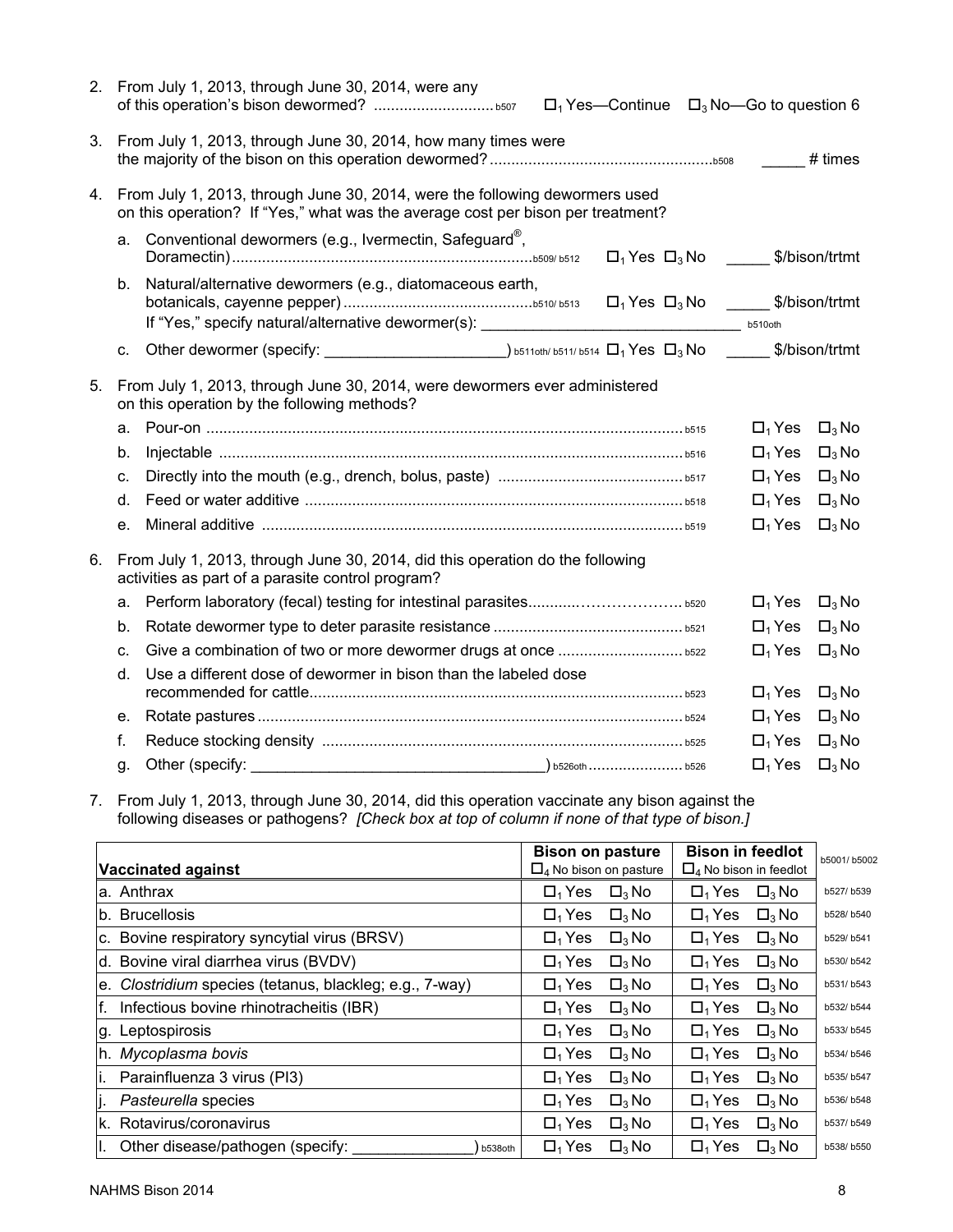2. From July 1, 2013, through June 30, 2014, were any of this operation's bison dewormed? ............................ b507   ☐[1] Yes—Continue   ☐[3] No—Go to question 6

3. From July 1, 2013, through June 30, 2014, how many times were the majority of the bison on this operation dewormed? .................................................... b508   _____ # times

4. From July 1, 2013, through June 30, 2014, were the following dewormers used on this operation? If "Yes," what was the average cost per bison per treatment?

   a. Conventional dewormers (e.g., Ivermectin, Safeguard®, Doramectin) ...................................................................... b509/ b512   ☐[1] Yes ☐[3] No   _____ $/bison/trtmt

   b. Natural/alternative dewormers (e.g., diatomaceous earth, botanicals, cayenne pepper) ............................................ b510/ b513   ☐[1] Yes ☐[3] No   _____ $/bison/trtmt
      If "Yes," specify natural/alternative dewormer(s): ________________________________ b510oth

   c. Other dewormer (specify: _____________________) b511oth/ b511/ b514   ☐[1] Yes ☐[3] No   _____ $/bison/trtmt

5. From July 1, 2013, through June 30, 2014, were dewormers ever administered on this operation by the following methods?

   a. Pour-on ............................................................................................................. b515   ☐[1] Yes   ☐[3] No
   b. Injectable .......................................................................................................... b516   ☐[1] Yes   ☐[3] No
   c. Directly into the mouth (e.g., drench, bolus, paste) ........................................... b517   ☐[1] Yes   ☐[3] No
   d. Feed or water additive ....................................................................................... b518   ☐[1] Yes   ☐[3] No
   e. Mineral additive ................................................................................................ b519   ☐[1] Yes   ☐[3] No

6. From July 1, 2013, through June 30, 2014, did this operation do the following activities as part of a parasite control program?

   a. Perform laboratory (fecal) testing for intestinal parasites.................................. b520   ☐[1] Yes   ☐[3] No
   b. Rotate dewormer type to deter parasite resistance ............................................ b521   ☐[1] Yes   ☐[3] No
   c. Give a combination of two or more dewormer drugs at once ............................. b522   ☐[1] Yes   ☐[3] No
   d. Use a different dose of dewormer in bison than the labeled dose recommended for cattle...................................................................................... b523   ☐[1] Yes   ☐[3] No
   e. Rotate pastures .................................................................................................. b524   ☐[1] Yes   ☐[3] No
   f. Reduce stocking density ................................................................................... b525   ☐[1] Yes   ☐[3] No
   g. Other (specify: ___________________________________) b526oth ...................... b526   ☐[1] Yes   ☐[3] No

7. From July 1, 2013, through June 30, 2014, did this operation vaccinate any bison against the following diseases or pathogens? *[Check box at top of column if none of that type of bison.]*

| Vaccinated against | Bison on pasture ☐[4] No bison on pasture | | Bison in feedlot ☐[4] No bison in feedlot | | b5001/ b5002 |
|---|---|---|---|---|---|
| a. Anthrax | ☐[1] Yes | ☐[3] No | ☐[1] Yes | ☐[3] No | b527/ b539 |
| b. Brucellosis | ☐[1] Yes | ☐[3] No | ☐[1] Yes | ☐[3] No | b528/ b540 |
| c. Bovine respiratory syncytial virus (BRSV) | ☐[1] Yes | ☐[3] No | ☐[1] Yes | ☐[3] No | b529/ b541 |
| d. Bovine viral diarrhea virus (BVDV) | ☐[1] Yes | ☐[3] No | ☐[1] Yes | ☐[3] No | b530/ b542 |
| e. *Clostridium* species (tetanus, blackleg; e.g., 7-way) | ☐[1] Yes | ☐[3] No | ☐[1] Yes | ☐[3] No | b531/ b543 |
| f. Infectious bovine rhinotracheitis (IBR) | ☐[1] Yes | ☐[3] No | ☐[1] Yes | ☐[3] No | b532/ b544 |
| g. Leptospirosis | ☐[1] Yes | ☐[3] No | ☐[1] Yes | ☐[3] No | b533/ b545 |
| h. *Mycoplasma bovis* | ☐[1] Yes | ☐[3] No | ☐[1] Yes | ☐[3] No | b534/ b546 |
| i. Parainfluenza 3 virus (PI3) | ☐[1] Yes | ☐[3] No | ☐[1] Yes | ☐[3] No | b535/ b547 |
| j. *Pasteurella* species | ☐[1] Yes | ☐[3] No | ☐[1] Yes | ☐[3] No | b536/ b548 |
| k. Rotavirus/coronavirus | ☐[1] Yes | ☐[3] No | ☐[1] Yes | ☐[3] No | b537/ b549 |
| l. Other disease/pathogen (specify: ______________) b538oth | ☐[1] Yes | ☐[3] No | ☐[1] Yes | ☐[3] No | b538/ b550 |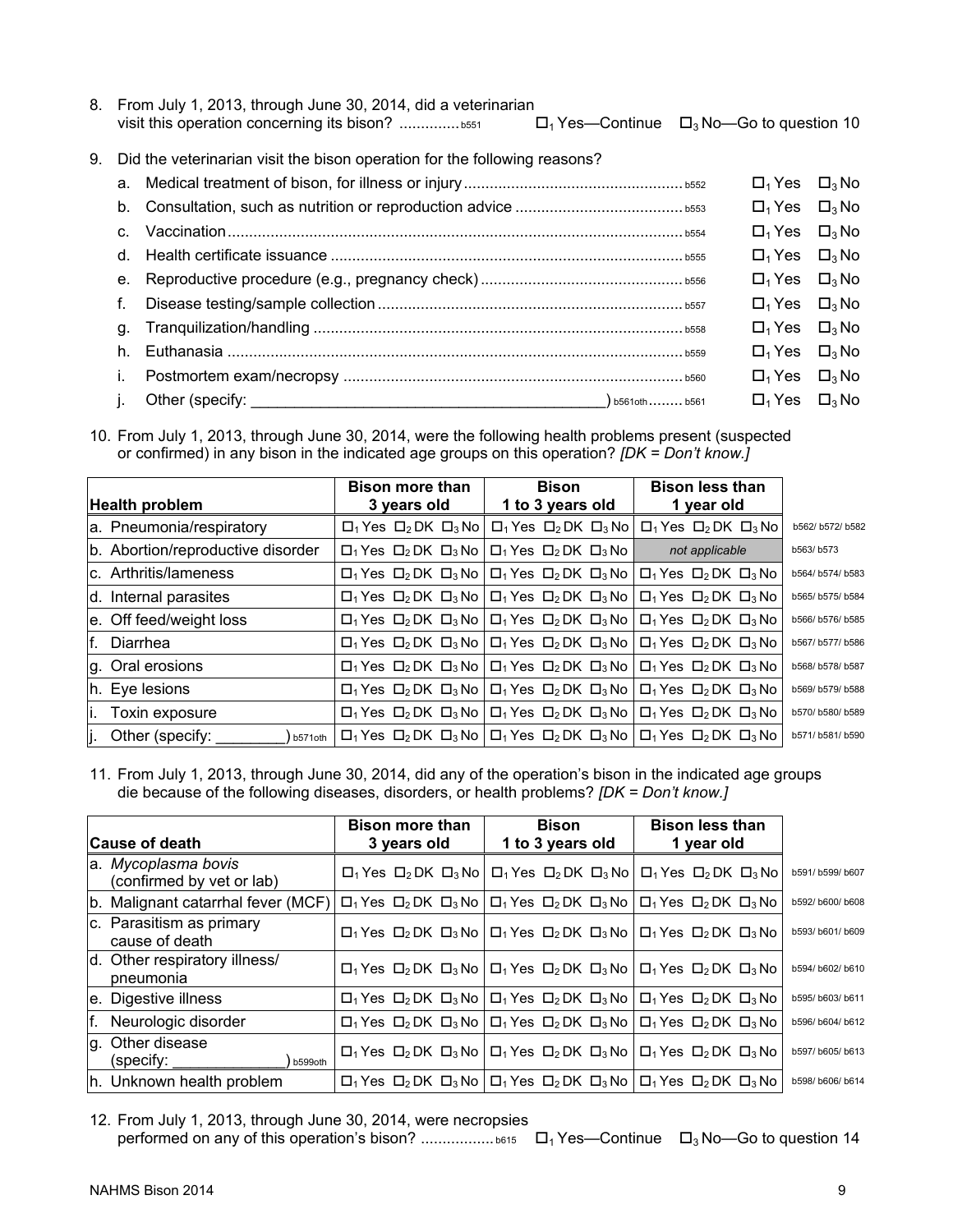8. From July 1, 2013, through June 30, 2014, did a veterinarian visit this operation concerning its bison? .............. b551 ☐ 1 Yes—Continue ☐ 3 No—Go to question 10

9. Did the veterinarian visit the bison operation for the following reasons?

| | | | |
|---|---|---|---|
| a. | Medical treatment of bison, for illness or injury .................................................. b552 | ☐ 1 Yes | ☐ 3 No |
| b. | Consultation, such as nutrition or reproduction advice ....................................... b553 | ☐ 1 Yes | ☐ 3 No |
| c. | Vaccination ......................................................................................................... b554 | ☐ 1 Yes | ☐ 3 No |
| d. | Health certificate issuance ................................................................................. b555 | ☐ 1 Yes | ☐ 3 No |
| e. | Reproductive procedure (e.g., pregnancy check) ............................................... b556 | ☐ 1 Yes | ☐ 3 No |
| f. | Disease testing/sample collection ....................................................................... b557 | ☐ 1 Yes | ☐ 3 No |
| g. | Tranquilization/handling ..................................................................................... b558 | ☐ 1 Yes | ☐ 3 No |
| h. | Euthanasia ......................................................................................................... b559 | ☐ 1 Yes | ☐ 3 No |
| i. | Postmortem exam/necropsy .............................................................................. b560 | ☐ 1 Yes | ☐ 3 No |
| j. | Other (specify: ____________________________________________) b561oth ........ b561 | ☐ 1 Yes | ☐ 3 No |

10. From July 1, 2013, through June 30, 2014, were the following health problems present (suspected or confirmed) in any bison in the indicated age groups on this operation? *[DK = Don't know.]*

| Health problem | Bison more than 3 years old | Bison 1 to 3 years old | Bison less than 1 year old | |
|---|---|---|---|---|
| a. Pneumonia/respiratory | ☐ 1 Yes ☐ 2 DK ☐ 3 No | ☐ 1 Yes ☐ 2 DK ☐ 3 No | ☐ 1 Yes ☐ 2 DK ☐ 3 No | b562/ b572/ b582 |
| b. Abortion/reproductive disorder | ☐ 1 Yes ☐ 2 DK ☐ 3 No | ☐ 1 Yes ☐ 2 DK ☐ 3 No | *not applicable* | b563/ b573 |
| c. Arthritis/lameness | ☐ 1 Yes ☐ 2 DK ☐ 3 No | ☐ 1 Yes ☐ 2 DK ☐ 3 No | ☐ 1 Yes ☐ 2 DK ☐ 3 No | b564/ b574/ b583 |
| d. Internal parasites | ☐ 1 Yes ☐ 2 DK ☐ 3 No | ☐ 1 Yes ☐ 2 DK ☐ 3 No | ☐ 1 Yes ☐ 2 DK ☐ 3 No | b565/ b575/ b584 |
| e. Off feed/weight loss | ☐ 1 Yes ☐ 2 DK ☐ 3 No | ☐ 1 Yes ☐ 2 DK ☐ 3 No | ☐ 1 Yes ☐ 2 DK ☐ 3 No | b566/ b576/ b585 |
| f. Diarrhea | ☐ 1 Yes ☐ 2 DK ☐ 3 No | ☐ 1 Yes ☐ 2 DK ☐ 3 No | ☐ 1 Yes ☐ 2 DK ☐ 3 No | b567/ b577/ b586 |
| g. Oral erosions | ☐ 1 Yes ☐ 2 DK ☐ 3 No | ☐ 1 Yes ☐ 2 DK ☐ 3 No | ☐ 1 Yes ☐ 2 DK ☐ 3 No | b568/ b578/ b587 |
| h. Eye lesions | ☐ 1 Yes ☐ 2 DK ☐ 3 No | ☐ 1 Yes ☐ 2 DK ☐ 3 No | ☐ 1 Yes ☐ 2 DK ☐ 3 No | b569/ b579/ b588 |
| i. Toxin exposure | ☐ 1 Yes ☐ 2 DK ☐ 3 No | ☐ 1 Yes ☐ 2 DK ☐ 3 No | ☐ 1 Yes ☐ 2 DK ☐ 3 No | b570/ b580/ b589 |
| j. Other (specify: ________) b571oth | ☐ 1 Yes ☐ 2 DK ☐ 3 No | ☐ 1 Yes ☐ 2 DK ☐ 3 No | ☐ 1 Yes ☐ 2 DK ☐ 3 No | b571/ b581/ b590 |

11. From July 1, 2013, through June 30, 2014, did any of the operation's bison in the indicated age groups die because of the following diseases, disorders, or health problems? *[DK = Don't know.]*

| Cause of death | Bison more than 3 years old | Bison 1 to 3 years old | Bison less than 1 year old | |
|---|---|---|---|---|
| a. *Mycoplasma bovis* (confirmed by vet or lab) | ☐ 1 Yes ☐ 2 DK ☐ 3 No | ☐ 1 Yes ☐ 2 DK ☐ 3 No | ☐ 1 Yes ☐ 2 DK ☐ 3 No | b591/ b599/ b607 |
| b. Malignant catarrhal fever (MCF) | ☐ 1 Yes ☐ 2 DK ☐ 3 No | ☐ 1 Yes ☐ 2 DK ☐ 3 No | ☐ 1 Yes ☐ 2 DK ☐ 3 No | b592/ b600/ b608 |
| c. Parasitism as primary cause of death | ☐ 1 Yes ☐ 2 DK ☐ 3 No | ☐ 1 Yes ☐ 2 DK ☐ 3 No | ☐ 1 Yes ☐ 2 DK ☐ 3 No | b593/ b601/ b609 |
| d. Other respiratory illness/ pneumonia | ☐ 1 Yes ☐ 2 DK ☐ 3 No | ☐ 1 Yes ☐ 2 DK ☐ 3 No | ☐ 1 Yes ☐ 2 DK ☐ 3 No | b594/ b602/ b610 |
| e. Digestive illness | ☐ 1 Yes ☐ 2 DK ☐ 3 No | ☐ 1 Yes ☐ 2 DK ☐ 3 No | ☐ 1 Yes ☐ 2 DK ☐ 3 No | b595/ b603/ b611 |
| f. Neurologic disorder | ☐ 1 Yes ☐ 2 DK ☐ 3 No | ☐ 1 Yes ☐ 2 DK ☐ 3 No | ☐ 1 Yes ☐ 2 DK ☐ 3 No | b596/ b604/ b612 |
| g. Other disease (specify: ____________) b599oth | ☐ 1 Yes ☐ 2 DK ☐ 3 No | ☐ 1 Yes ☐ 2 DK ☐ 3 No | ☐ 1 Yes ☐ 2 DK ☐ 3 No | b597/ b605/ b613 |
| h. Unknown health problem | ☐ 1 Yes ☐ 2 DK ☐ 3 No | ☐ 1 Yes ☐ 2 DK ☐ 3 No | ☐ 1 Yes ☐ 2 DK ☐ 3 No | b598/ b606/ b614 |

12. From July 1, 2013, through June 30, 2014, were necropsies performed on any of this operation's bison? ................ b615 ☐ 1 Yes—Continue ☐ 3 No—Go to question 14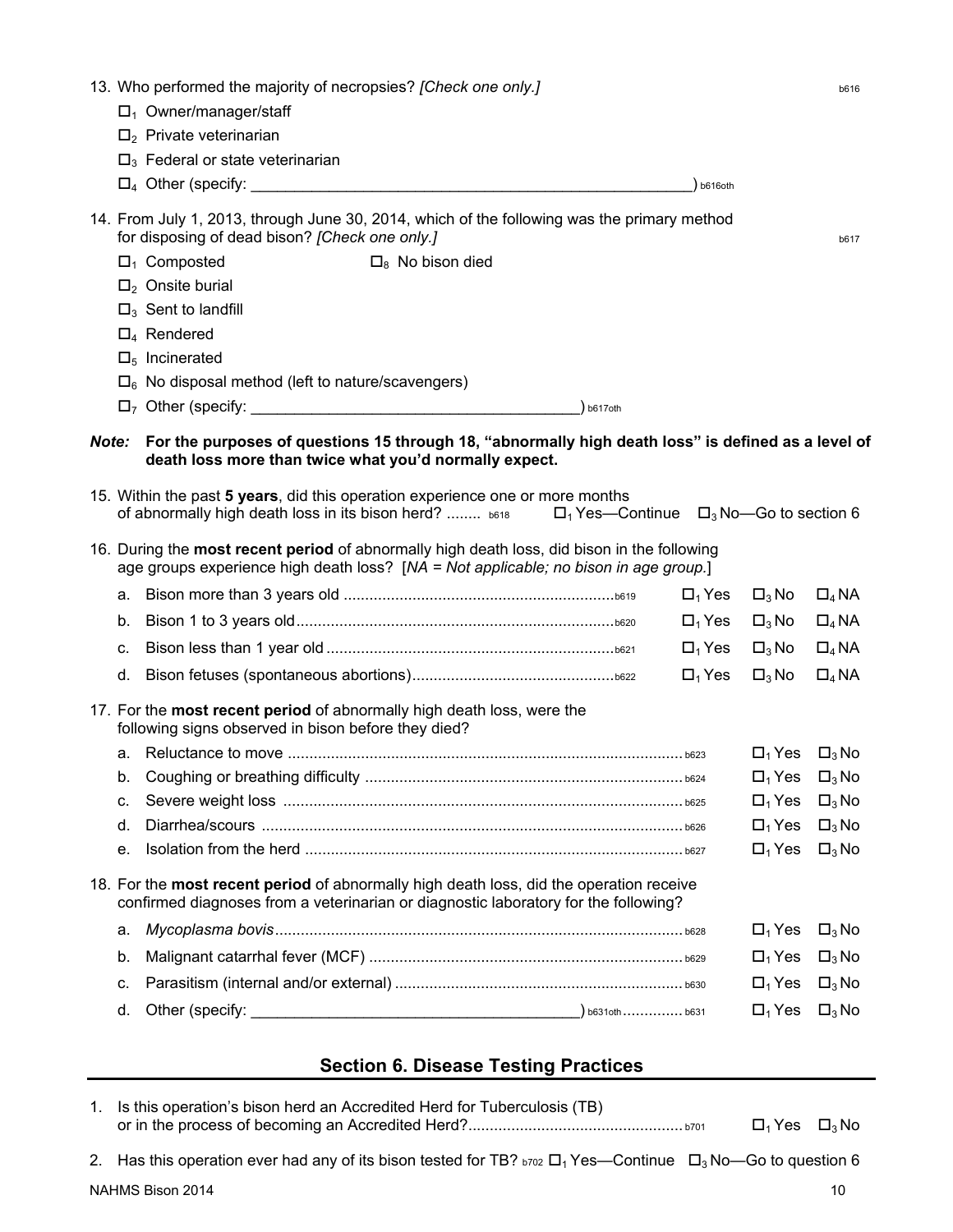13. Who performed the majority of necropsies? *[Check one only.]* b616

- ☐1 Owner/manager/staff
- ☐2 Private veterinarian
- ☐3 Federal or state veterinarian
- ☐4 Other (specify: _______________________________________________) b616oth

14. From July 1, 2013, through June 30, 2014, which of the following was the primary method for disposing of dead bison? *[Check one only.]* b617

- ☐1 Composted
- ☐2 Onsite burial
- ☐3 Sent to landfill
- ☐4 Rendered
- ☐5 Incinerated
- ☐6 No disposal method (left to nature/scavengers)
- ☐7 Other (specify: ___________________________________) b617oth
- ☐8 No bison died

***Note:*** **For the purposes of questions 15 through 18, "abnormally high death loss" is defined as a level of death loss more than twice what you'd normally expect.**

15. Within the past **5 years**, did this operation experience one or more months of abnormally high death loss in its bison herd? ........ b618 ☐1 Yes—Continue ☐3 No—Go to section 6

16. During the **most recent period** of abnormally high death loss, did bison in the following age groups experience high death loss? [*NA = Not applicable; no bison in age group.*]

| | | | | | |
|---|---|---|---|---|---|
| a. | Bison more than 3 years old | b619 | ☐1 Yes | ☐3 No | ☐4 NA |
| b. | Bison 1 to 3 years old | b620 | ☐1 Yes | ☐3 No | ☐4 NA |
| c. | Bison less than 1 year old | b621 | ☐1 Yes | ☐3 No | ☐4 NA |
| d. | Bison fetuses (spontaneous abortions) | b622 | ☐1 Yes | ☐3 No | ☐4 NA |

17. For the **most recent period** of abnormally high death loss, were the following signs observed in bison before they died?

| | | | | |
|---|---|---|---|---|
| a. | Reluctance to move | b623 | ☐1 Yes | ☐3 No |
| b. | Coughing or breathing difficulty | b624 | ☐1 Yes | ☐3 No |
| c. | Severe weight loss | b625 | ☐1 Yes | ☐3 No |
| d. | Diarrhea/scours | b626 | ☐1 Yes | ☐3 No |
| e. | Isolation from the herd | b627 | ☐1 Yes | ☐3 No |

18. For the **most recent period** of abnormally high death loss, did the operation receive confirmed diagnoses from a veterinarian or diagnostic laboratory for the following?

| | | | | |
|---|---|---|---|---|
| a. | *Mycoplasma bovis* | b628 | ☐1 Yes | ☐3 No |
| b. | Malignant catarrhal fever (MCF) | b629 | ☐1 Yes | ☐3 No |
| c. | Parasitism (internal and/or external) | b630 | ☐1 Yes | ☐3 No |
| d. | Other (specify: ___________________________) b631oth | b631 | ☐1 Yes | ☐3 No |

## Section 6. Disease Testing Practices

1. Is this operation's bison herd an Accredited Herd for Tuberculosis (TB) or in the process of becoming an Accredited Herd?................................................ b701 ☐1 Yes ☐3 No

2. Has this operation ever had any of its bison tested for TB? b702 ☐1 Yes—Continue ☐3 No—Go to question 6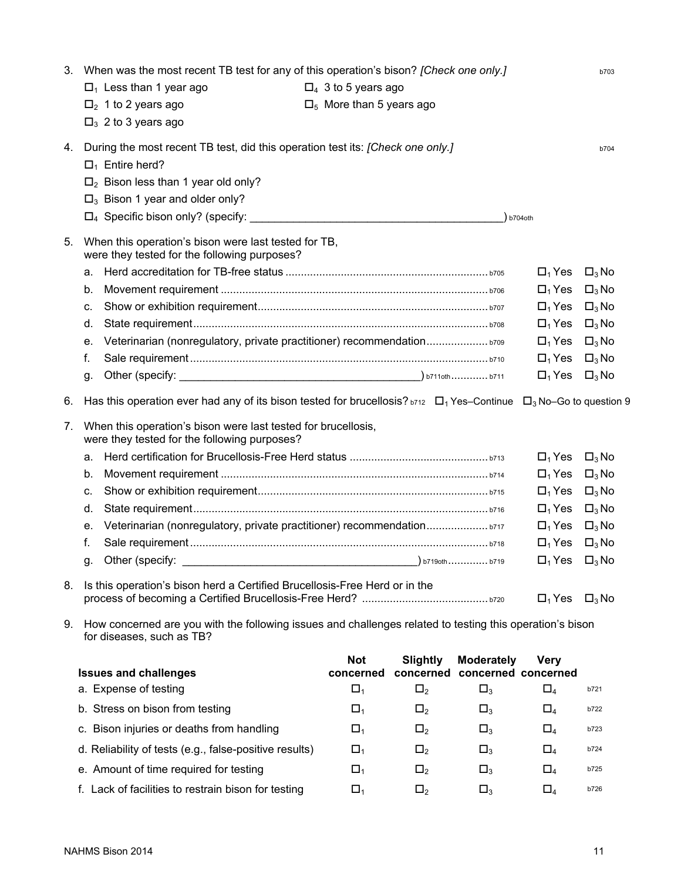3. When was the most recent TB test for any of this operation's bison? *[Check one only.]* b703

   ☐ 1 Less than 1 year ago
   ☐ 2 1 to 2 years ago
   ☐ 3 2 to 3 years ago
   ☐ 4 3 to 5 years ago
   ☐ 5 More than 5 years ago

4. During the most recent TB test, did this operation test its: *[Check one only.]* b704

   ☐ 1 Entire herd?
   ☐ 2 Bison less than 1 year old only?
   ☐ 3 Bison 1 year and older only?
   ☐ 4 Specific bison only? (specify: ________________________________________) b704oth

5. When this operation's bison were last tested for TB, were they tested for the following purposes?

   a. Herd accreditation for TB-free status ............................................................... b705 ☐ 1 Yes ☐ 3 No
   b. Movement requirement ........................................................................................ b706 ☐ 1 Yes ☐ 3 No
   c. Show or exhibition requirement............................................................................ b707 ☐ 1 Yes ☐ 3 No
   d. State requirement ................................................................................................ b708 ☐ 1 Yes ☐ 3 No
   e. Veterinarian (nonregulatory, private practitioner) recommendation.................... b709 ☐ 1 Yes ☐ 3 No
   f. Sale requirement ................................................................................................... b710 ☐ 1 Yes ☐ 3 No
   g. Other (specify: ________________________________________) b711oth............ b711 ☐ 1 Yes ☐ 3 No

6. Has this operation ever had any of its bison tested for brucellosis? b712 ☐ 1 Yes–Continue ☐ 3 No–Go to question 9

7. When this operation's bison were last tested for brucellosis, were they tested for the following purposes?

   a. Herd certification for Brucellosis-Free Herd status ............................................ b713 ☐ 1 Yes ☐ 3 No
   b. Movement requirement ........................................................................................ b714 ☐ 1 Yes ☐ 3 No
   c. Show or exhibition requirement............................................................................ b715 ☐ 1 Yes ☐ 3 No
   d. State requirement ................................................................................................ b716 ☐ 1 Yes ☐ 3 No
   e. Veterinarian (nonregulatory, private practitioner) recommendation.................... b717 ☐ 1 Yes ☐ 3 No
   f. Sale requirement ................................................................................................... b718 ☐ 1 Yes ☐ 3 No
   g. Other (specify: ________________________________________) b719oth............ b719 ☐ 1 Yes ☐ 3 No

8. Is this operation's bison herd a Certified Brucellosis-Free Herd or in the process of becoming a Certified Brucellosis-Free Herd? ......................................... b720 ☐ 1 Yes ☐ 3 No

9. How concerned are you with the following issues and challenges related to testing this operation's bison for diseases, such as TB?

| Issues and challenges | Not concerned | Slightly concerned | Moderately concerned | Very concerned | |
|---|---|---|---|---|---|
| a. Expense of testing | ☐ 1 | ☐ 2 | ☐ 3 | ☐ 4 | b721 |
| b. Stress on bison from testing | ☐ 1 | ☐ 2 | ☐ 3 | ☐ 4 | b722 |
| c. Bison injuries or deaths from handling | ☐ 1 | ☐ 2 | ☐ 3 | ☐ 4 | b723 |
| d. Reliability of tests (e.g., false-positive results) | ☐ 1 | ☐ 2 | ☐ 3 | ☐ 4 | b724 |
| e. Amount of time required for testing | ☐ 1 | ☐ 2 | ☐ 3 | ☐ 4 | b725 |
| f. Lack of facilities to restrain bison for testing | ☐ 1 | ☐ 2 | ☐ 3 | ☐ 4 | b726 |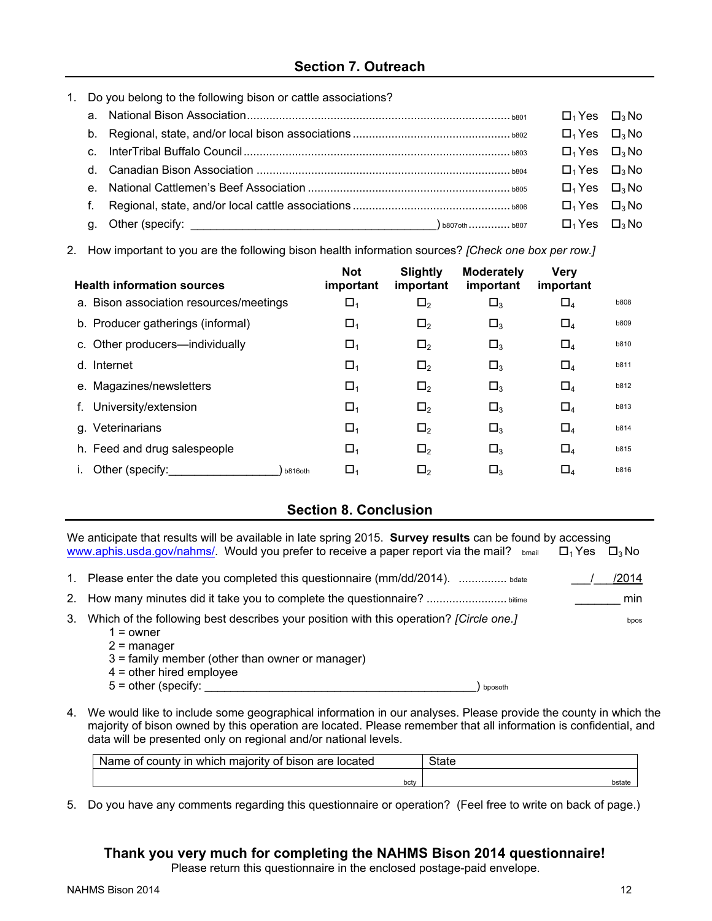## Section 7. Outreach

1. Do you belong to the following bison or cattle associations?

| | | | |
|---|---|---|---|
| a. National Bison Association | b801 | ☐[1] Yes | ☐[3] No |
| b. Regional, state, and/or local bison associations | b802 | ☐[1] Yes | ☐[3] No |
| c. InterTribal Buffalo Council | b803 | ☐[1] Yes | ☐[3] No |
| d. Canadian Bison Association | b804 | ☐[1] Yes | ☐[3] No |
| e. National Cattlemen's Beef Association | b805 | ☐[1] Yes | ☐[3] No |
| f. Regional, state, and/or local cattle associations | b806 | ☐[1] Yes | ☐[3] No |
| g. Other (specify: ______________________________) b807oth | b807 | ☐[1] Yes | ☐[3] No |

2. How important to you are the following bison health information sources? *[Check one box per row.]*

| Health information sources | Not important | Slightly important | Moderately important | Very important | |
|---|---|---|---|---|---|
| a. Bison association resources/meetings | ☐[1] | ☐[2] | ☐[3] | ☐[4] | b808 |
| b. Producer gatherings (informal) | ☐[1] | ☐[2] | ☐[3] | ☐[4] | b809 |
| c. Other producers—individually | ☐[1] | ☐[2] | ☐[3] | ☐[4] | b810 |
| d. Internet | ☐[1] | ☐[2] | ☐[3] | ☐[4] | b811 |
| e. Magazines/newsletters | ☐[1] | ☐[2] | ☐[3] | ☐[4] | b812 |
| f. University/extension | ☐[1] | ☐[2] | ☐[3] | ☐[4] | b813 |
| g. Veterinarians | ☐[1] | ☐[2] | ☐[3] | ☐[4] | b814 |
| h. Feed and drug salespeople | ☐[1] | ☐[2] | ☐[3] | ☐[4] | b815 |
| i. Other (specify:_________________) b816oth | ☐[1] | ☐[2] | ☐[3] | ☐[4] | b816 |

## Section 8. Conclusion

We anticipate that results will be available in late spring 2015. **Survey results** can be found by accessing www.aphis.usda.gov/nahms/. Would you prefer to receive a paper report via the mail? bmail ☐[1] Yes ☐[3] No

1. Please enter the date you completed this questionnaire (mm/dd/2014). ............... bdate ___/___/2014
2. How many minutes did it take you to complete the questionnaire? ......................... bitime _______ min
3. Which of the following best describes your position with this operation? *[Circle one.]* bpos
   1 = owner
   2 = manager
   3 = family member (other than owner or manager)
   4 = other hired employee
   5 = other (specify: ________________________________________) bposoth
4. We would like to include some geographical information in our analyses. Please provide the county in which the majority of bison owned by this operation are located. Please remember that all information is confidential, and data will be presented only on regional and/or national levels.

| Name of county in which majority of bison are located | State |
|---|---|
| bcty | bstate |

5. Do you have any comments regarding this questionnaire or operation? (Feel free to write on back of page.)

**Thank you very much for completing the NAHMS Bison 2014 questionnaire!**

Please return this questionnaire in the enclosed postage-paid envelope.